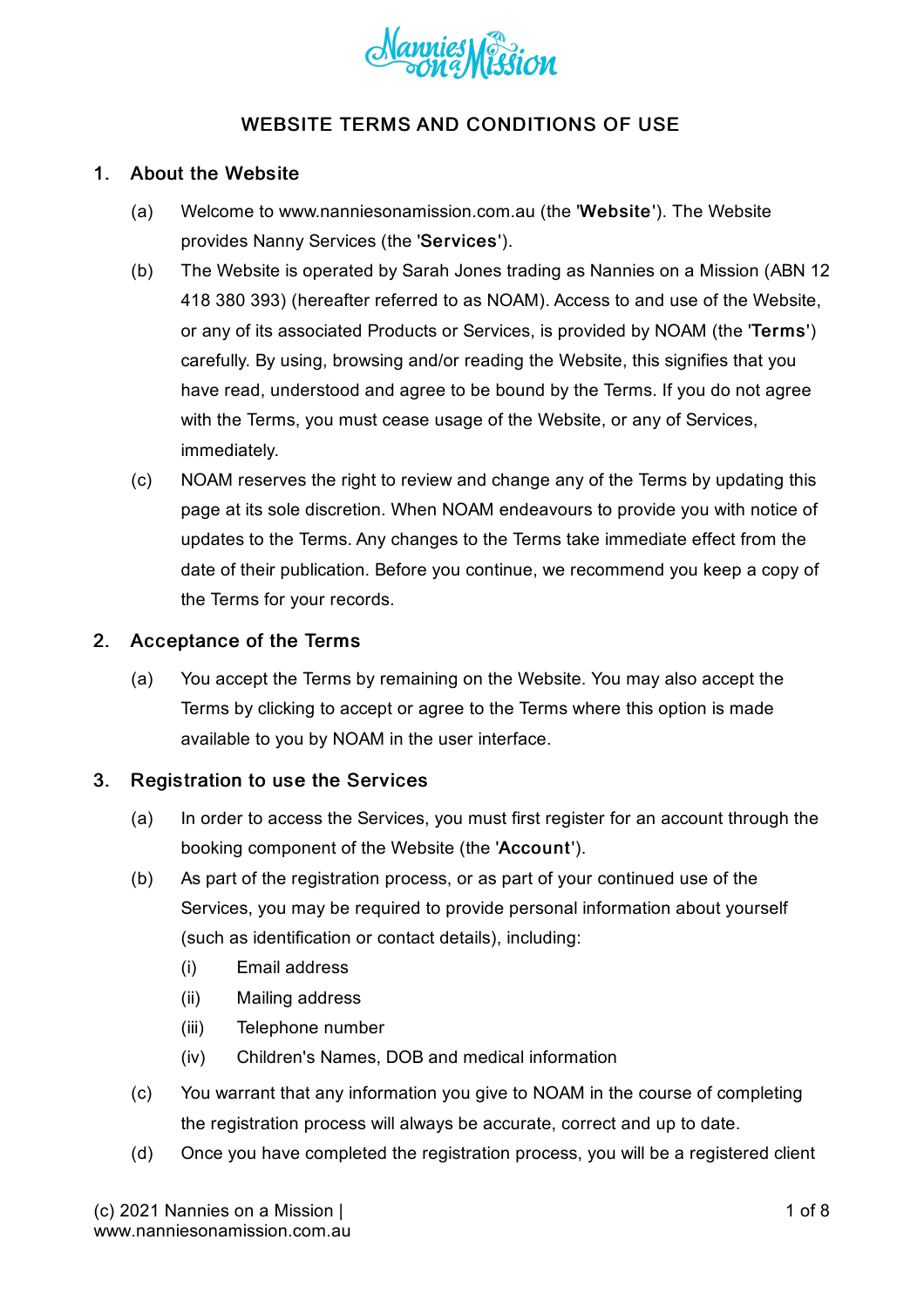# WEBSITE TERMS AND CONDITIONS OF USE

## 1. About the Website

(a) Welcome to www.nanniesonamission.com.au (the '**Website**'). The Website provides Nanny Services (the '**Services**').

(b) The Website is operated by Sarah Jones trading as Nannies on a Mission (ABN 12 418 380 393) (hereafter referred to as NOAM). Access to and use of the Website, or any of its associated Products or Services, is provided by NOAM (the '**Terms**') carefully. By using, browsing and/or reading the Website, this signifies that you have read, understood and agree to be bound by the Terms. If you do not agree with the Terms, you must cease usage of the Website, or any of Services, immediately.

(c) NOAM reserves the right to review and change any of the Terms by updating this page at its sole discretion. When NOAM endeavours to provide you with notice of updates to the Terms. Any changes to the Terms take immediate effect from the date of their publication. Before you continue, we recommend you keep a copy of the Terms for your records.

## 2. Acceptance of the Terms

(a) You accept the Terms by remaining on the Website. You may also accept the Terms by clicking to accept or agree to the Terms where this option is made available to you by NOAM in the user interface.

## 3. Registration to use the Services

(a) In order to access the Services, you must first register for an account through the booking component of the Website (the '**Account**').

(b) As part of the registration process, or as part of your continued use of the Services, you may be required to provide personal information about yourself (such as identification or contact details), including:

(i) Email address

(ii) Mailing address

(iii) Telephone number

(iv) Children's Names, DOB and medical information

(c) You warrant that any information you give to NOAM in the course of completing the registration process will always be accurate, correct and up to date.

(d) Once you have completed the registration process, you will be a registered client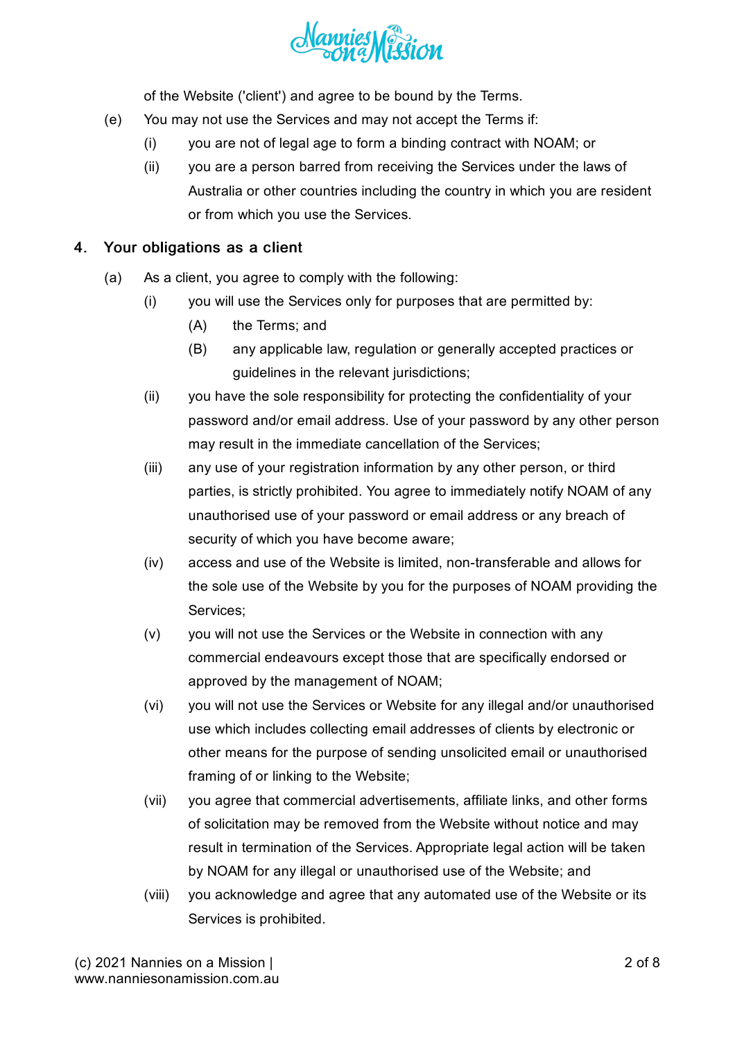of the Website ('client') and agree to be bound by the Terms.

(e) You may not use the Services and may not accept the Terms if:

  (i) you are not of legal age to form a binding contract with NOAM; or

  (ii) you are a person barred from receiving the Services under the laws of Australia or other countries including the country in which you are resident or from which you use the Services.

## 4. Your obligations as a client

(a) As a client, you agree to comply with the following:

  (i) you will use the Services only for purposes that are permitted by:

    (A) the Terms; and

    (B) any applicable law, regulation or generally accepted practices or guidelines in the relevant jurisdictions;

  (ii) you have the sole responsibility for protecting the confidentiality of your password and/or email address. Use of your password by any other person may result in the immediate cancellation of the Services;

  (iii) any use of your registration information by any other person, or third parties, is strictly prohibited. You agree to immediately notify NOAM of any unauthorised use of your password or email address or any breach of security of which you have become aware;

  (iv) access and use of the Website is limited, non-transferable and allows for the sole use of the Website by you for the purposes of NOAM providing the Services;

  (v) you will not use the Services or the Website in connection with any commercial endeavours except those that are specifically endorsed or approved by the management of NOAM;

  (vi) you will not use the Services or Website for any illegal and/or unauthorised use which includes collecting email addresses of clients by electronic or other means for the purpose of sending unsolicited email or unauthorised framing of or linking to the Website;

  (vii) you agree that commercial advertisements, affiliate links, and other forms of solicitation may be removed from the Website without notice and may result in termination of the Services. Appropriate legal action will be taken by NOAM for any illegal or unauthorised use of the Website; and

  (viii) you acknowledge and agree that any automated use of the Website or its Services is prohibited.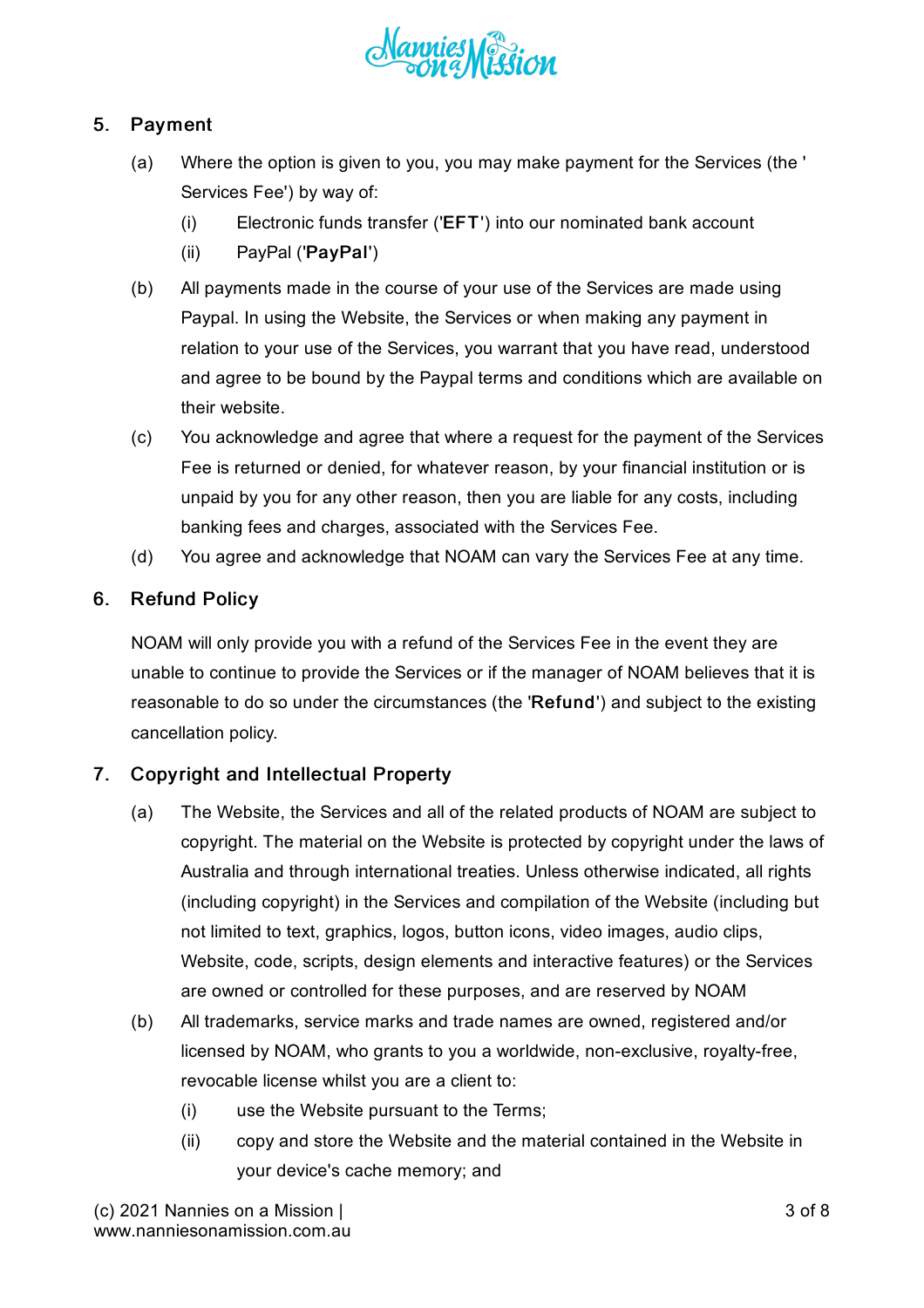## 5. Payment

(a) Where the option is given to you, you may make payment for the Services (the ' Services Fee') by way of:

(i) Electronic funds transfer ('**EFT**') into our nominated bank account

(ii) PayPal ('**PayPal**')

(b) All payments made in the course of your use of the Services are made using Paypal. In using the Website, the Services or when making any payment in relation to your use of the Services, you warrant that you have read, understood and agree to be bound by the Paypal terms and conditions which are available on their website.

(c) You acknowledge and agree that where a request for the payment of the Services Fee is returned or denied, for whatever reason, by your financial institution or is unpaid by you for any other reason, then you are liable for any costs, including banking fees and charges, associated with the Services Fee.

(d) You agree and acknowledge that NOAM can vary the Services Fee at any time.

## 6. Refund Policy

NOAM will only provide you with a refund of the Services Fee in the event they are unable to continue to provide the Services or if the manager of NOAM believes that it is reasonable to do so under the circumstances (the '**Refund**') and subject to the existing cancellation policy.

## 7. Copyright and Intellectual Property

(a) The Website, the Services and all of the related products of NOAM are subject to copyright. The material on the Website is protected by copyright under the laws of Australia and through international treaties. Unless otherwise indicated, all rights (including copyright) in the Services and compilation of the Website (including but not limited to text, graphics, logos, button icons, video images, audio clips, Website, code, scripts, design elements and interactive features) or the Services are owned or controlled for these purposes, and are reserved by NOAM

(b) All trademarks, service marks and trade names are owned, registered and/or licensed by NOAM, who grants to you a worldwide, non-exclusive, royalty-free, revocable license whilst you are a client to:

(i) use the Website pursuant to the Terms;

(ii) copy and store the Website and the material contained in the Website in your device's cache memory; and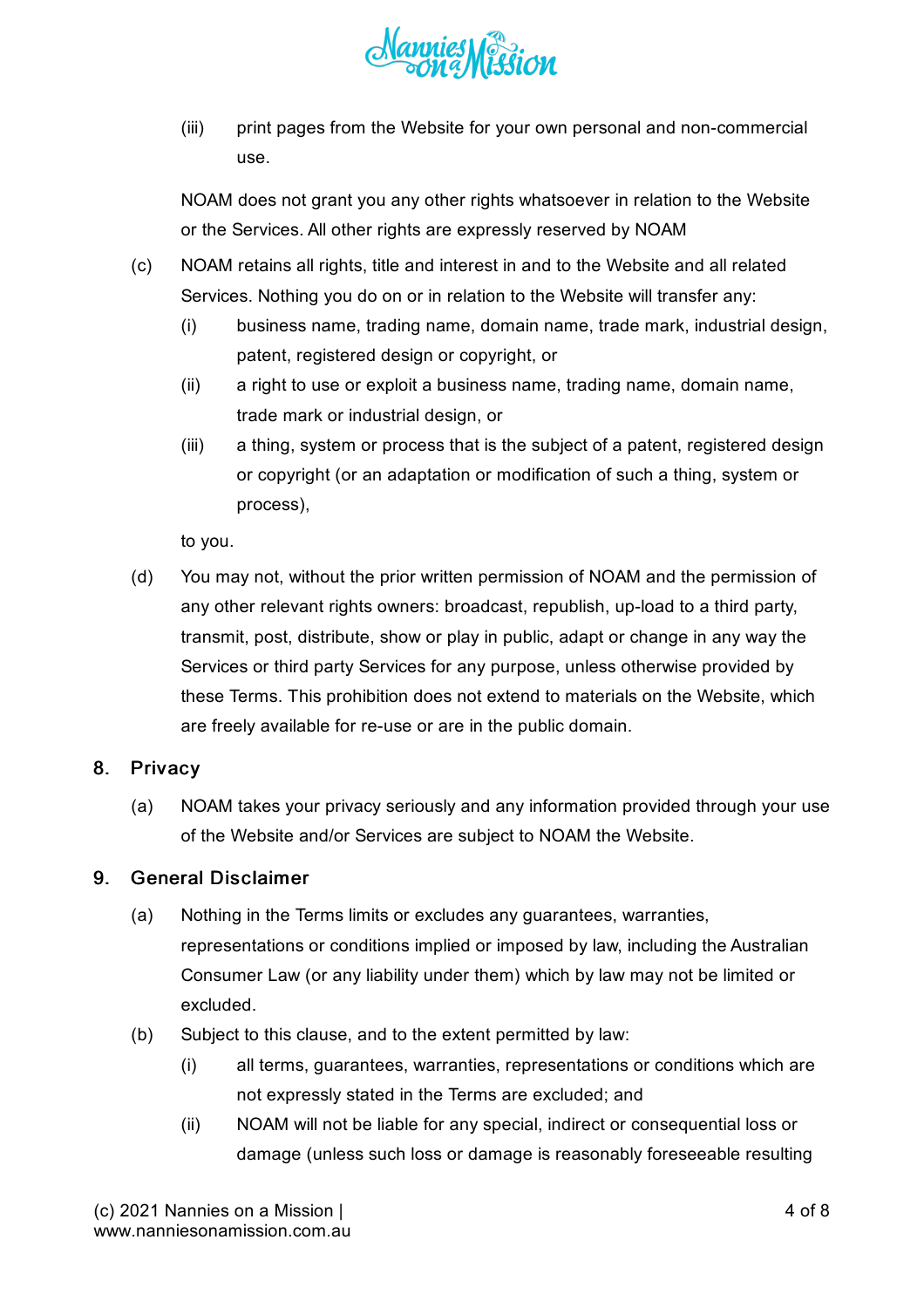(iii) print pages from the Website for your own personal and non-commercial use.

NOAM does not grant you any other rights whatsoever in relation to the Website or the Services. All other rights are expressly reserved by NOAM

(c) NOAM retains all rights, title and interest in and to the Website and all related Services. Nothing you do on or in relation to the Website will transfer any:

(i) business name, trading name, domain name, trade mark, industrial design, patent, registered design or copyright, or

(ii) a right to use or exploit a business name, trading name, domain name, trade mark or industrial design, or

(iii) a thing, system or process that is the subject of a patent, registered design or copyright (or an adaptation or modification of such a thing, system or process),

to you.

(d) You may not, without the prior written permission of NOAM and the permission of any other relevant rights owners: broadcast, republish, up-load to a third party, transmit, post, distribute, show or play in public, adapt or change in any way the Services or third party Services for any purpose, unless otherwise provided by these Terms. This prohibition does not extend to materials on the Website, which are freely available for re-use or are in the public domain.

## 8. Privacy

(a) NOAM takes your privacy seriously and any information provided through your use of the Website and/or Services are subject to NOAM the Website.

## 9. General Disclaimer

(a) Nothing in the Terms limits or excludes any guarantees, warranties, representations or conditions implied or imposed by law, including the Australian Consumer Law (or any liability under them) which by law may not be limited or excluded.

(b) Subject to this clause, and to the extent permitted by law:

(i) all terms, guarantees, warranties, representations or conditions which are not expressly stated in the Terms are excluded; and

(ii) NOAM will not be liable for any special, indirect or consequential loss or damage (unless such loss or damage is reasonably foreseeable resulting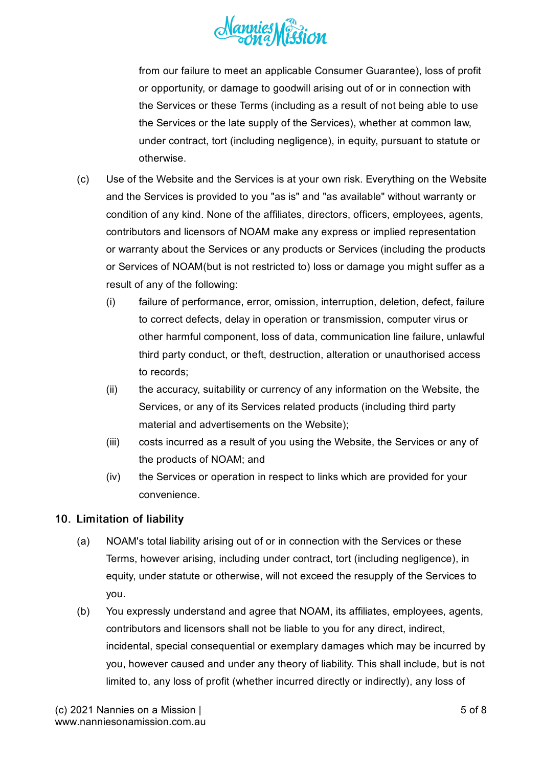from our failure to meet an applicable Consumer Guarantee), loss of profit or opportunity, or damage to goodwill arising out of or in connection with the Services or these Terms (including as a result of not being able to use the Services or the late supply of the Services), whether at common law, under contract, tort (including negligence), in equity, pursuant to statute or otherwise.

(c) Use of the Website and the Services is at your own risk. Everything on the Website and the Services is provided to you "as is" and "as available" without warranty or condition of any kind. None of the affiliates, directors, officers, employees, agents, contributors and licensors of NOAM make any express or implied representation or warranty about the Services or any products or Services (including the products or Services of NOAM(but is not restricted to) loss or damage you might suffer as a result of any of the following:

   (i) failure of performance, error, omission, interruption, deletion, defect, failure to correct defects, delay in operation or transmission, computer virus or other harmful component, loss of data, communication line failure, unlawful third party conduct, or theft, destruction, alteration or unauthorised access to records;

   (ii) the accuracy, suitability or currency of any information on the Website, the Services, or any of its Services related products (including third party material and advertisements on the Website);

   (iii) costs incurred as a result of you using the Website, the Services or any of the products of NOAM; and

   (iv) the Services or operation in respect to links which are provided for your convenience.

## 10. Limitation of liability

(a) NOAM's total liability arising out of or in connection with the Services or these Terms, however arising, including under contract, tort (including negligence), in equity, under statute or otherwise, will not exceed the resupply of the Services to you.

(b) You expressly understand and agree that NOAM, its affiliates, employees, agents, contributors and licensors shall not be liable to you for any direct, indirect, incidental, special consequential or exemplary damages which may be incurred by you, however caused and under any theory of liability. This shall include, but is not limited to, any loss of profit (whether incurred directly or indirectly), any loss of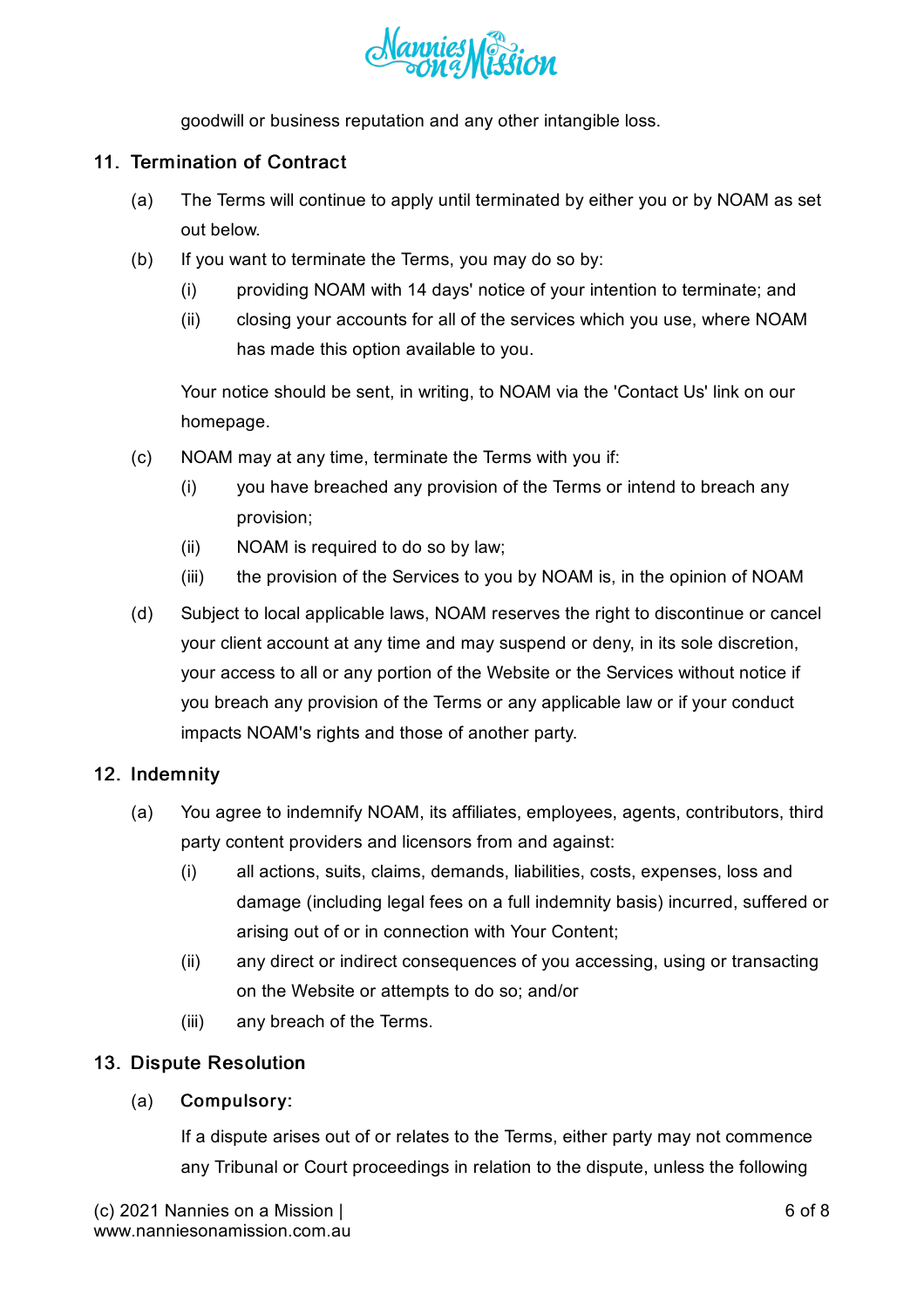goodwill or business reputation and any other intangible loss.

## 11. Termination of Contract

(a) The Terms will continue to apply until terminated by either you or by NOAM as set out below.

(b) If you want to terminate the Terms, you may do so by:

  (i) providing NOAM with 14 days' notice of your intention to terminate; and

  (ii) closing your accounts for all of the services which you use, where NOAM has made this option available to you.

  Your notice should be sent, in writing, to NOAM via the 'Contact Us' link on our homepage.

(c) NOAM may at any time, terminate the Terms with you if:

  (i) you have breached any provision of the Terms or intend to breach any provision;

  (ii) NOAM is required to do so by law;

  (iii) the provision of the Services to you by NOAM is, in the opinion of NOAM

(d) Subject to local applicable laws, NOAM reserves the right to discontinue or cancel your client account at any time and may suspend or deny, in its sole discretion, your access to all or any portion of the Website or the Services without notice if you breach any provision of the Terms or any applicable law or if your conduct impacts NOAM's rights and those of another party.

## 12. Indemnity

(a) You agree to indemnify NOAM, its affiliates, employees, agents, contributors, third party content providers and licensors from and against:

  (i) all actions, suits, claims, demands, liabilities, costs, expenses, loss and damage (including legal fees on a full indemnity basis) incurred, suffered or arising out of or in connection with Your Content;

  (ii) any direct or indirect consequences of you accessing, using or transacting on the Website or attempts to do so; and/or

  (iii) any breach of the Terms.

## 13. Dispute Resolution

(a) **Compulsory:**

  If a dispute arises out of or relates to the Terms, either party may not commence any Tribunal or Court proceedings in relation to the dispute, unless the following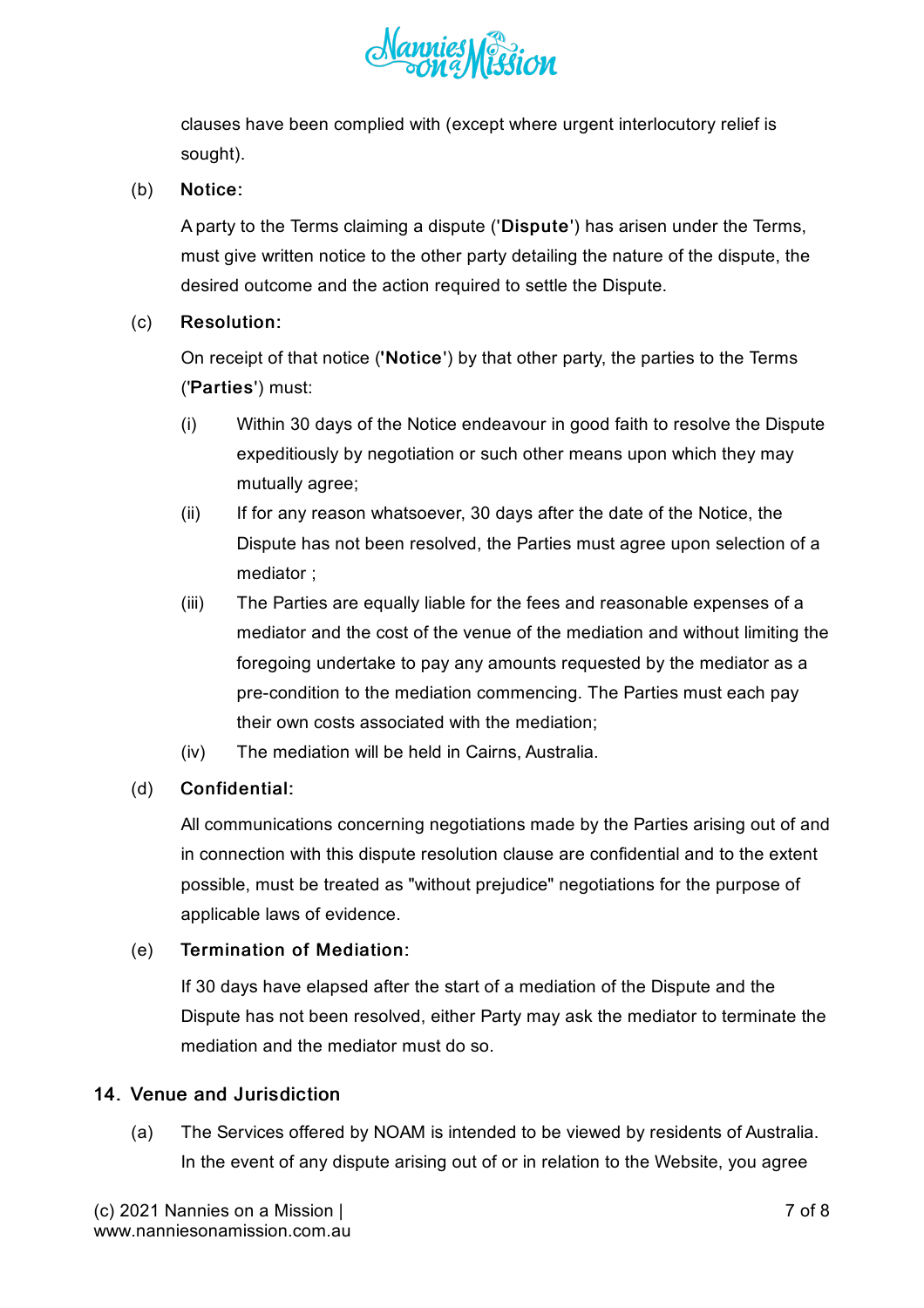clauses have been complied with (except where urgent interlocutory relief is sought).

(b) **Notice:**

A party to the Terms claiming a dispute ('**Dispute**') has arisen under the Terms, must give written notice to the other party detailing the nature of the dispute, the desired outcome and the action required to settle the Dispute.

(c) **Resolution:**

On receipt of that notice (**'Notice**') by that other party, the parties to the Terms ('**Parties**') must:

(i) Within 30 days of the Notice endeavour in good faith to resolve the Dispute expeditiously by negotiation or such other means upon which they may mutually agree;

(ii) If for any reason whatsoever, 30 days after the date of the Notice, the Dispute has not been resolved, the Parties must agree upon selection of a mediator ;

(iii) The Parties are equally liable for the fees and reasonable expenses of a mediator and the cost of the venue of the mediation and without limiting the foregoing undertake to pay any amounts requested by the mediator as a pre-condition to the mediation commencing. The Parties must each pay their own costs associated with the mediation;

(iv) The mediation will be held in Cairns, Australia.

(d) **Confidential:**

All communications concerning negotiations made by the Parties arising out of and in connection with this dispute resolution clause are confidential and to the extent possible, must be treated as "without prejudice" negotiations for the purpose of applicable laws of evidence.

(e) **Termination of Mediation:**

If 30 days have elapsed after the start of a mediation of the Dispute and the Dispute has not been resolved, either Party may ask the mediator to terminate the mediation and the mediator must do so.

## 14. Venue and Jurisdiction

(a) The Services offered by NOAM is intended to be viewed by residents of Australia. In the event of any dispute arising out of or in relation to the Website, you agree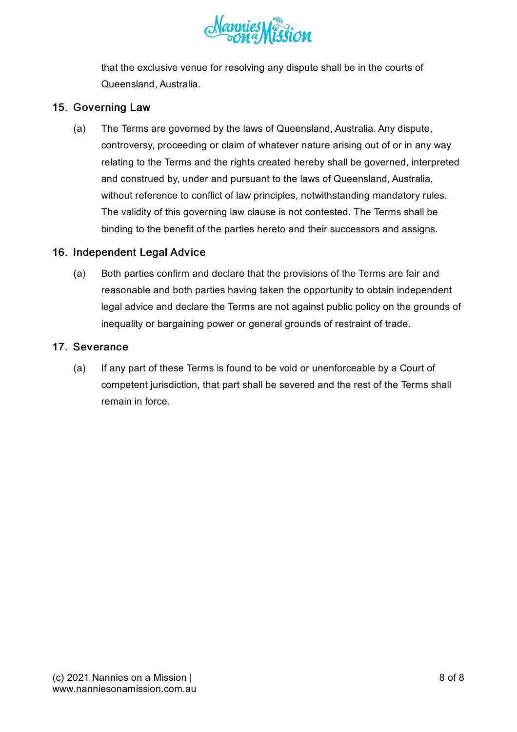that the exclusive venue for resolving any dispute shall be in the courts of Queensland, Australia.

## 15. Governing Law

(a) The Terms are governed by the laws of Queensland, Australia. Any dispute, controversy, proceeding or claim of whatever nature arising out of or in any way relating to the Terms and the rights created hereby shall be governed, interpreted and construed by, under and pursuant to the laws of Queensland, Australia, without reference to conflict of law principles, notwithstanding mandatory rules. The validity of this governing law clause is not contested. The Terms shall be binding to the benefit of the parties hereto and their successors and assigns.

## 16. Independent Legal Advice

(a) Both parties confirm and declare that the provisions of the Terms are fair and reasonable and both parties having taken the opportunity to obtain independent legal advice and declare the Terms are not against public policy on the grounds of inequality or bargaining power or general grounds of restraint of trade.

## 17. Severance

(a) If any part of these Terms is found to be void or unenforceable by a Court of competent jurisdiction, that part shall be severed and the rest of the Terms shall remain in force.